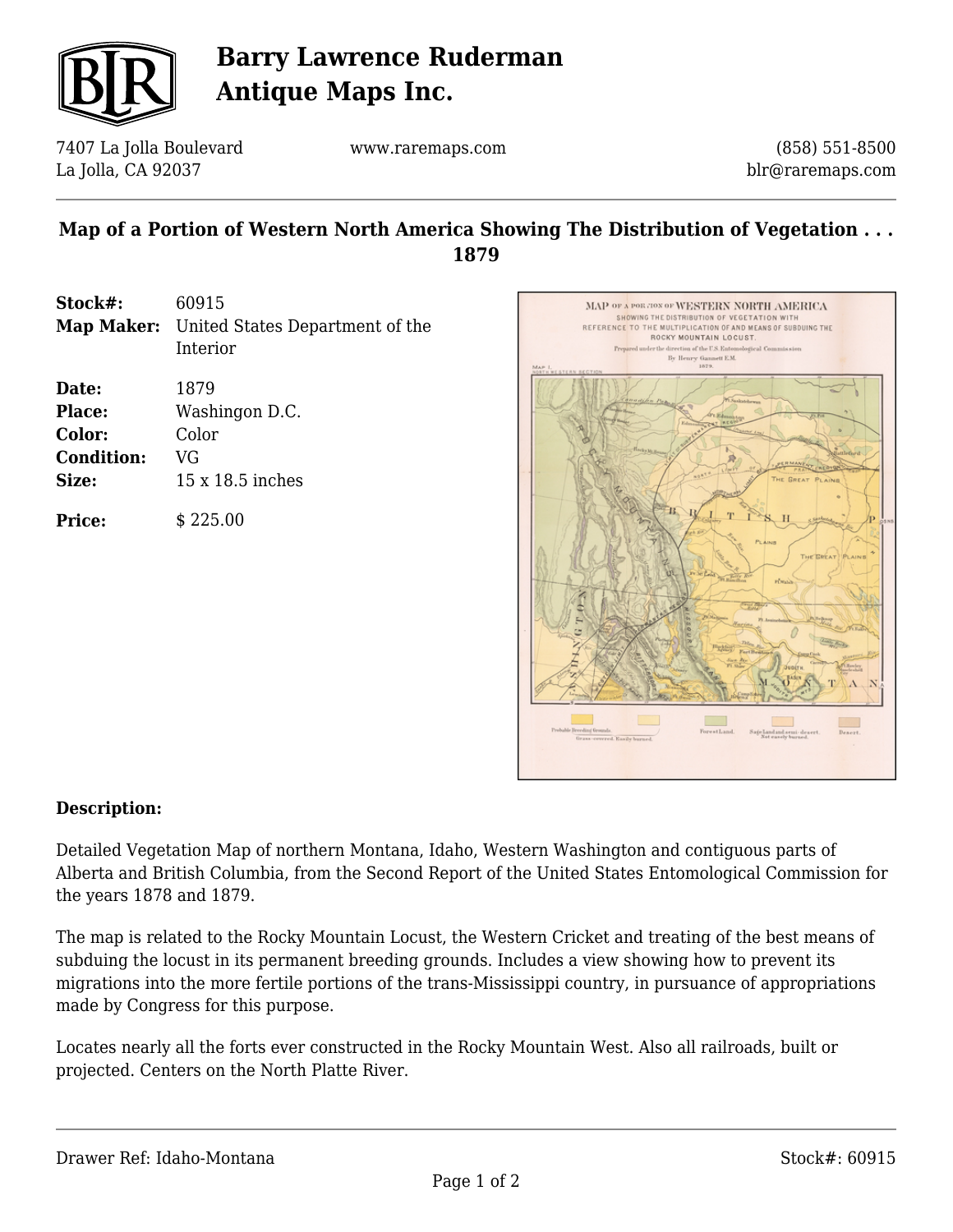# Barry Lawrence Ruderman Antique Maps Inc.

7407 La Jolla Boulevard
La Jolla, CA 92037

www.raremaps.com

(858) 551-8500
blr@raremaps.com

## Map of a Portion of Western North America Showing The Distribution of Vegetation . . . 1879

| | |
|---|---|
| **Stock#:** | 60915 |
| **Map Maker:** | United States Department of the Interior |
| **Date:** | 1879 |
| **Place:** | Washingon D.C. |
| **Color:** | Color |
| **Condition:** | VG |
| **Size:** | 15 x 18.5 inches |
| **Price:** | $ 225.00 |

### Description:

Detailed Vegetation Map of northern Montana, Idaho, Western Washington and contiguous parts of Alberta and British Columbia, from the Second Report of the United States Entomological Commission for the years 1878 and 1879.

The map is related to the Rocky Mountain Locust, the Western Cricket and treating of the best means of subduing the locust in its permanent breeding grounds. Includes a view showing how to prevent its migrations into the more fertile portions of the trans-Mississippi country, in pursuance of appropriations made by Congress for this purpose.

Locates nearly all the forts ever constructed in the Rocky Mountain West. Also all railroads, built or projected. Centers on the North Platte River.

Drawer Ref: Idaho-Montana

Stock#: 60915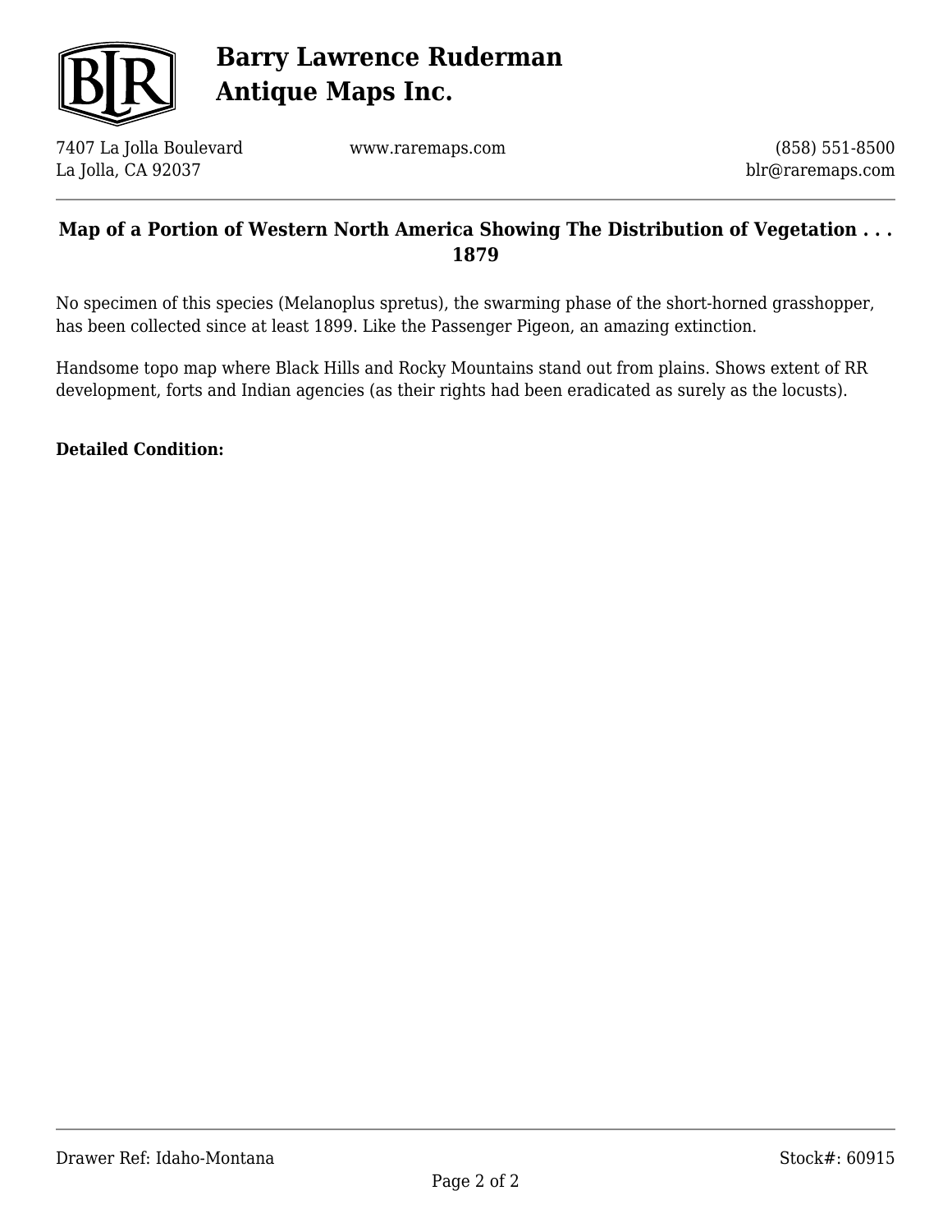## Map of a Portion of Western North America Showing The Distribution of Vegetation . . . 1879

No specimen of this species (Melanoplus spretus), the swarming phase of the short-horned grasshopper, has been collected since at least 1899. Like the Passenger Pigeon, an amazing extinction.

Handsome topo map where Black Hills and Rocky Mountains stand out from plains. Shows extent of RR development, forts and Indian agencies (as their rights had been eradicated as surely as the locusts).

**Detailed Condition:**

Drawer Ref: Idaho-Montana

Stock#: 60915